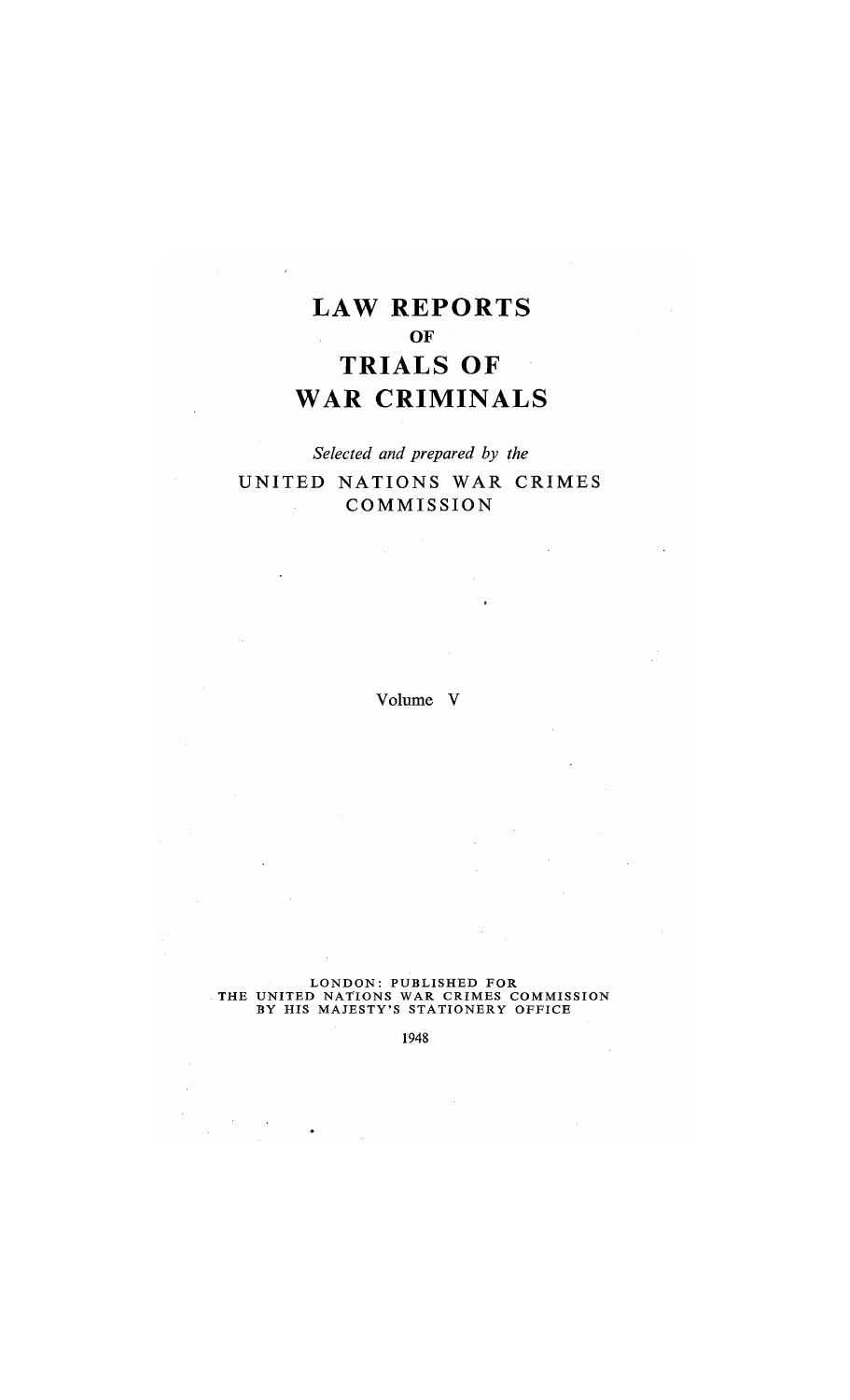# LAW REPORTS

OF

# TRIALS OF

# WAR CRIMINALS

*Selected and prepared by the*

UNITED NATIONS WAR CRIMES COMMISSION

Volume V

LONDON: PUBLISHED FOR
THE UNITED NATIONS WAR CRIMES COMMISSION
BY HIS MAJESTY'S STATIONERY OFFICE

1948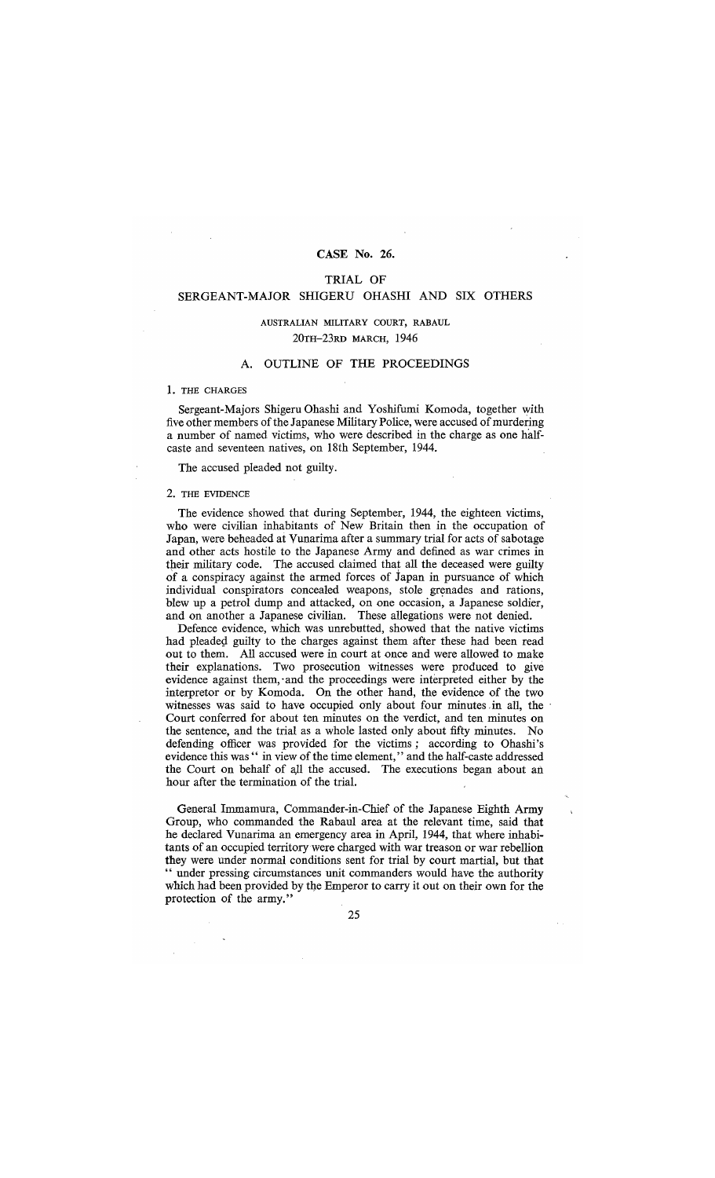## CASE No. 26.

### TRIAL OF SERGEANT-MAJOR SHIGERU OHASHI AND SIX OTHERS

AUSTRALIAN MILITARY COURT, RABAUL

20TH–23RD MARCH, 1946

### A. OUTLINE OF THE PROCEEDINGS

#### 1. THE CHARGES

Sergeant-Majors Shigeru Ohashi and Yoshifumi Komoda, together with five other members of the Japanese Military Police, were accused of murdering a number of named victims, who were described in the charge as one half-caste and seventeen natives, on 18th September, 1944.

The accused pleaded not guilty.

#### 2. THE EVIDENCE

The evidence showed that during September, 1944, the eighteen victims, who were civilian inhabitants of New Britain then in the occupation of Japan, were beheaded at Vunarima after a summary trial for acts of sabotage and other acts hostile to the Japanese Army and defined as war crimes in their military code. The accused claimed that all the deceased were guilty of a conspiracy against the armed forces of Japan in pursuance of which individual conspirators concealed weapons, stole grenades and rations, blew up a petrol dump and attacked, on one occasion, a Japanese soldier, and on another a Japanese civilian. These allegations were not denied.

Defence evidence, which was unrebutted, showed that the native victims had pleaded guilty to the charges against them after these had been read out to them. All accused were in court at once and were allowed to make their explanations. Two prosecution witnesses were produced to give evidence against them, and the proceedings were interpreted either by the interpretor or by Komoda. On the other hand, the evidence of the two witnesses was said to have occupied only about four minutes in all, the Court conferred for about ten minutes on the verdict, and ten minutes on the sentence, and the trial as a whole lasted only about fifty minutes. No defending officer was provided for the victims; according to Ohashi's evidence this was " in view of the time element," and the half-caste addressed the Court on behalf of all the accused. The executions began about an hour after the termination of the trial.

General Immamura, Commander-in-Chief of the Japanese Eighth Army Group, who commanded the Rabaul area at the relevant time, said that he declared Vunarima an emergency area in April, 1944, that where inhabitants of an occupied territory were charged with war treason or war rebellion they were under normal conditions sent for trial by court martial, but that " under pressing circumstances unit commanders would have the authority which had been provided by the Emperor to carry it out on their own for the protection of the army."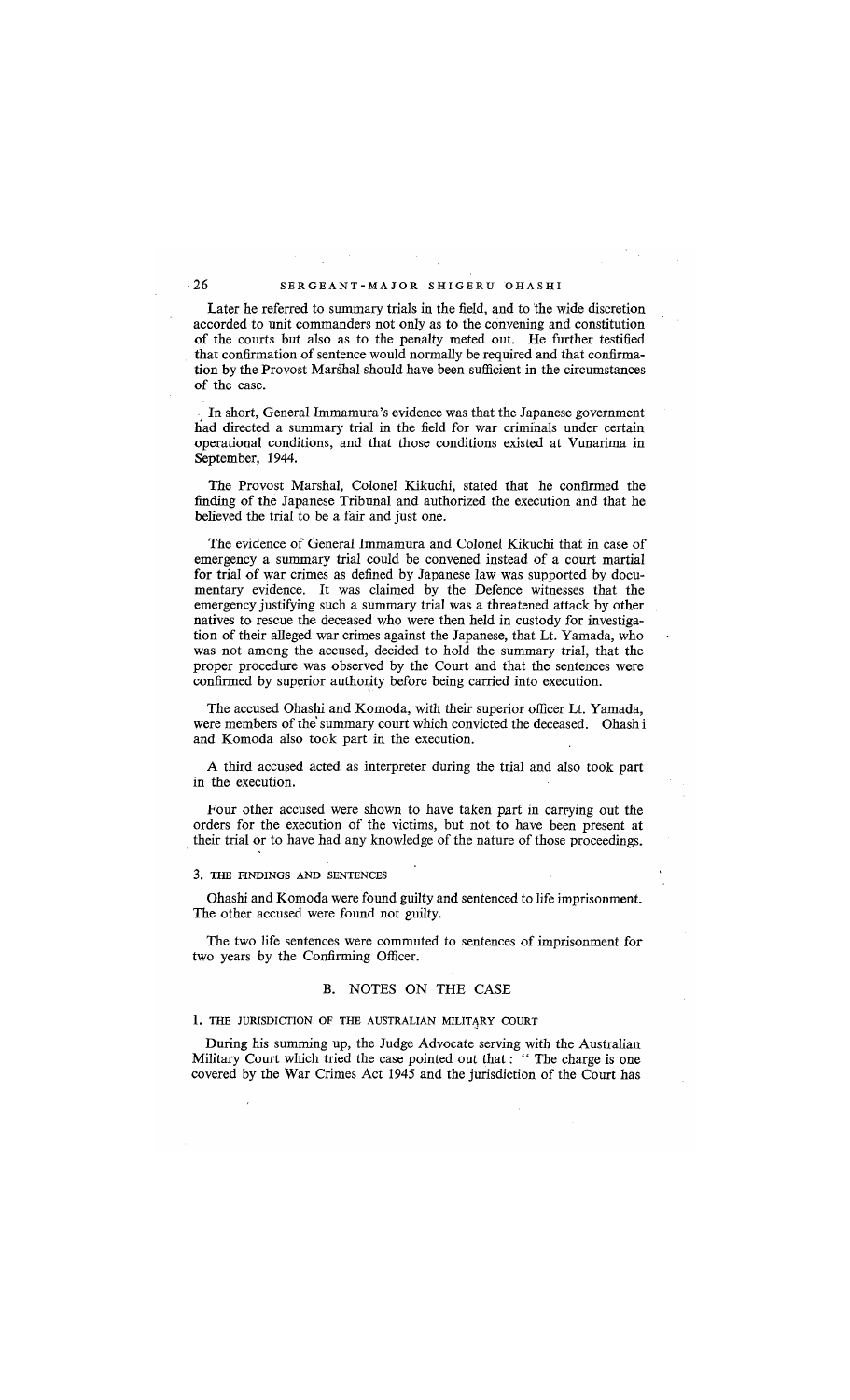Later he referred to summary trials in the field, and to the wide discretion accorded to unit commanders not only as to the convening and constitution of the courts but also as to the penalty meted out. He further testified that confirmation of sentence would normally be required and that confirmation by the Provost Marshal should have been sufficient in the circumstances of the case.

In short, General Immamura's evidence was that the Japanese government had directed a summary trial in the field for war criminals under certain operational conditions, and that those conditions existed at Vunarima in September, 1944.

The Provost Marshal, Colonel Kikuchi, stated that he confirmed the finding of the Japanese Tribunal and authorized the execution and that he believed the trial to be a fair and just one.

The evidence of General Immamura and Colonel Kikuchi that in case of emergency a summary trial could be convened instead of a court martial for trial of war crimes as defined by Japanese law was supported by documentary evidence. It was claimed by the Defence witnesses that the emergency justifying such a summary trial was a threatened attack by other natives to rescue the deceased who were then held in custody for investigation of their alleged war crimes against the Japanese, that Lt. Yamada, who was not among the accused, decided to hold the summary trial, that the proper procedure was observed by the Court and that the sentences were confirmed by superior authority before being carried into execution.

The accused Ohashi and Komoda, with their superior officer Lt. Yamada, were members of the summary court which convicted the deceased. Ohashi and Komoda also took part in the execution.

A third accused acted as interpreter during the trial and also took part in the execution.

Four other accused were shown to have taken part in carrying out the orders for the execution of the victims, but not to have been present at their trial or to have had any knowledge of the nature of those proceedings.

### 3. THE FINDINGS AND SENTENCES

Ohashi and Komoda were found guilty and sentenced to life imprisonment. The other accused were found not guilty.

The two life sentences were commuted to sentences of imprisonment for two years by the Confirming Officer.

## B. NOTES ON THE CASE

### 1. THE JURISDICTION OF THE AUSTRALIAN MILITARY COURT

During his summing up, the Judge Advocate serving with the Australian Military Court which tried the case pointed out that: " The charge is one covered by the War Crimes Act 1945 and the jurisdiction of the Court has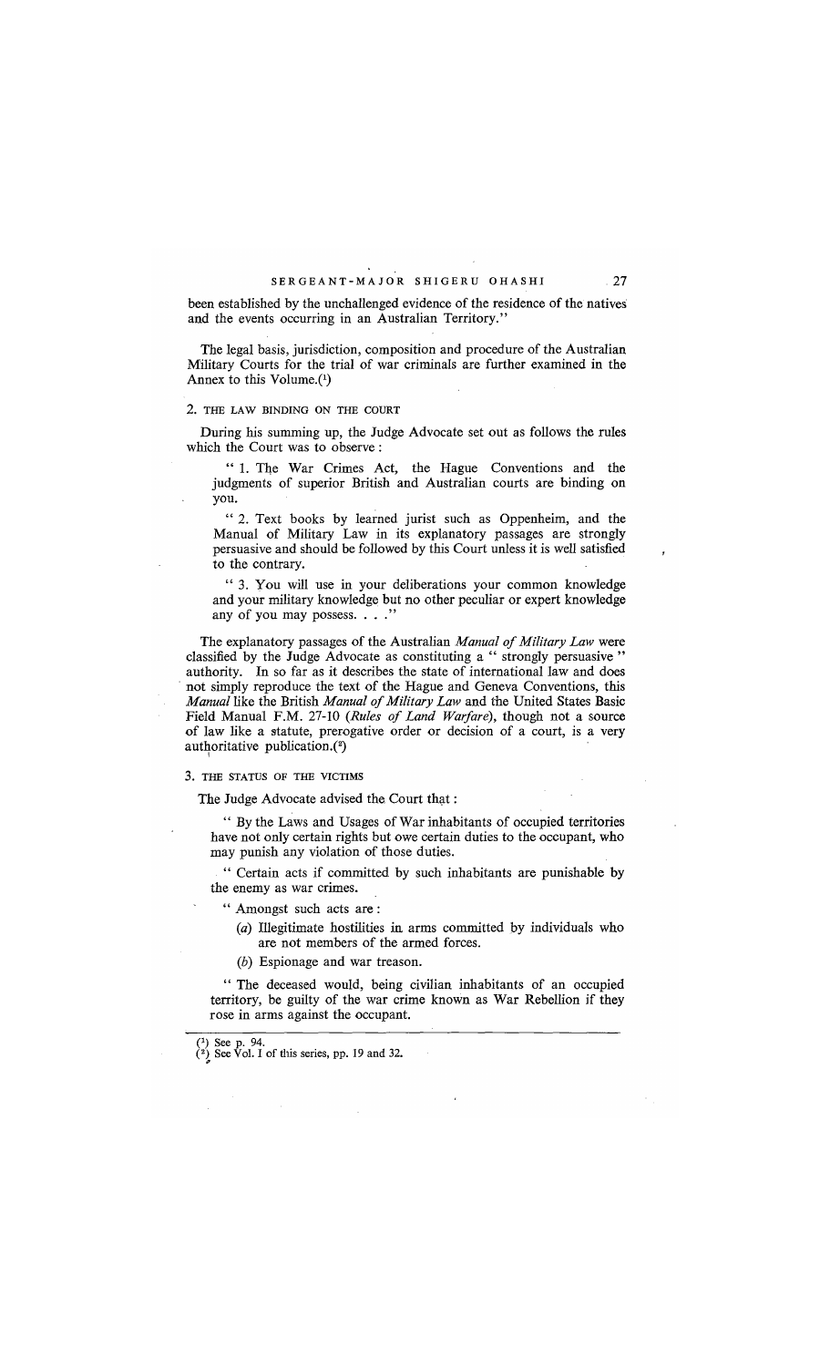been established by the unchallenged evidence of the residence of the natives and the events occurring in an Australian Territory."

The legal basis, jurisdiction, composition and procedure of the Australian Military Courts for the trial of war criminals are further examined in the Annex to this Volume.[1]

## 2. THE LAW BINDING ON THE COURT

During his summing up, the Judge Advocate set out as follows the rules which the Court was to observe :

> " 1. The War Crimes Act, the Hague Conventions and the judgments of superior British and Australian courts are binding on you.
>
> " 2. Text books by learned jurist such as Oppenheim, and the Manual of Military Law in its explanatory passages are strongly persuasive and should be followed by this Court unless it is well satisfied to the contrary.
>
> " 3. You will use in your deliberations your common knowledge and your military knowledge but no other peculiar or expert knowledge any of you may possess. . . ."

The explanatory passages of the Australian *Manual of Military Law* were classified by the Judge Advocate as constituting a " strongly persuasive " authority. In so far as it describes the state of international law and does not simply reproduce the text of the Hague and Geneva Conventions, this *Manual* like the British *Manual of Military Law* and the United States Basic Field Manual F.M. 27-10 (*Rules of Land Warfare*), though not a source of law like a statute, prerogative order or decision of a court, is a very authoritative publication.[2]

## 3. THE STATUS OF THE VICTIMS

The Judge Advocate advised the Court that :

> " By the Laws and Usages of War inhabitants of occupied territories have not only certain rights but owe certain duties to the occupant, who may punish any violation of those duties.
>
> " Certain acts if committed by such inhabitants are punishable by the enemy as war crimes.
>
> " Amongst such acts are :
>
> (*a*) Illegitimate hostilities in arms committed by individuals who are not members of the armed forces.
>
> (*b*) Espionage and war treason.
>
> " The deceased would, being civilian inhabitants of an occupied territory, be guilty of the war crime known as War Rebellion if they rose in arms against the occupant.

---

[1] See p. 94.
[2] See Vol. I of this series, pp. 19 and 32.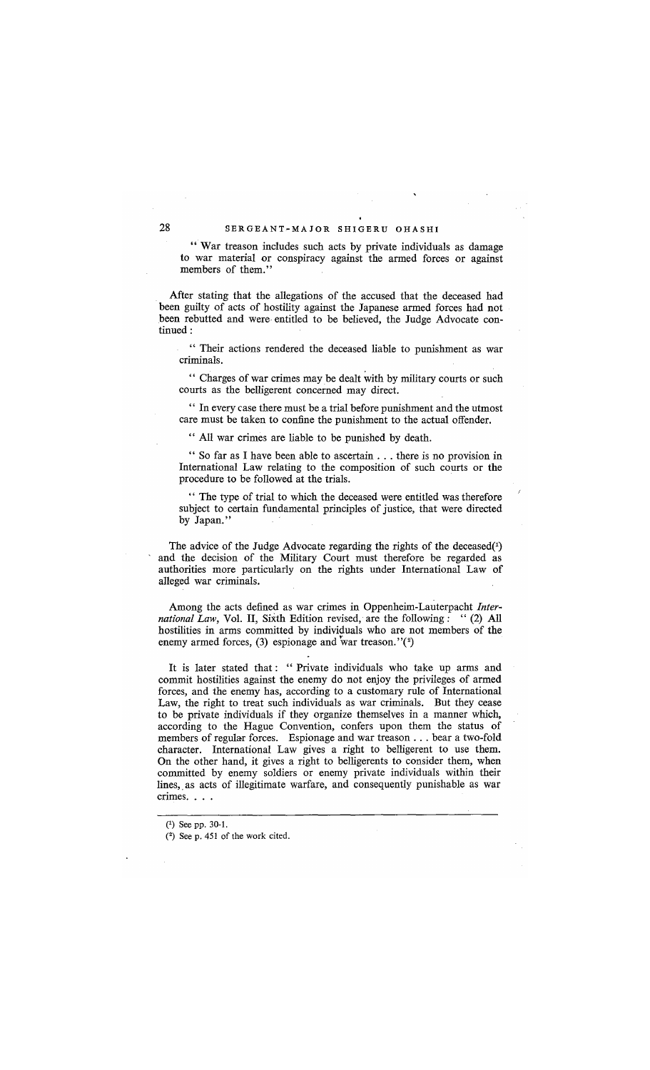" War treason includes such acts by private individuals as damage to war material or conspiracy against the armed forces or against members of them."

After stating that the allegations of the accused that the deceased had been guilty of acts of hostility against the Japanese armed forces had not been rebutted and were entitled to be believed, the Judge Advocate continued :

" Their actions rendered the deceased liable to punishment as war criminals.

" Charges of war crimes may be dealt with by military courts or such courts as the belligerent concerned may direct.

" In every case there must be a trial before punishment and the utmost care must be taken to confine the punishment to the actual offender.

" All war crimes are liable to be punished by death.

" So far as I have been able to ascertain . . . there is no provision in International Law relating to the composition of such courts or the procedure to be followed at the trials.

" The type of trial to which the deceased were entitled was therefore subject to certain fundamental principles of justice, that were directed by Japan."

The advice of the Judge Advocate regarding the rights of the deceased(1) and the decision of the Military Court must therefore be regarded as authorities more particularly on the rights under International Law of alleged war criminals.

Among the acts defined as war crimes in Oppenheim-Lauterpacht *International Law*, Vol. II, Sixth Edition revised, are the following : " (2) All hostilities in arms committed by individuals who are not members of the enemy armed forces, (3) espionage and war treason."(2)

It is later stated that : " Private individuals who take up arms and commit hostilities against the enemy do not enjoy the privileges of armed forces, and the enemy has, according to a customary rule of International Law, the right to treat such individuals as war criminals. But they cease to be private individuals if they organize themselves in a manner which, according to the Hague Convention, confers upon them the status of members of regular forces. Espionage and war treason . . . bear a two-fold character. International Law gives a right to belligerent to use them. On the other hand, it gives a right to belligerents to consider them, when committed by enemy soldiers or enemy private individuals within their lines, as acts of illegitimate warfare, and consequently punishable as war crimes. . . .

(1) See pp. 30-1.

(2) See p. 451 of the work cited.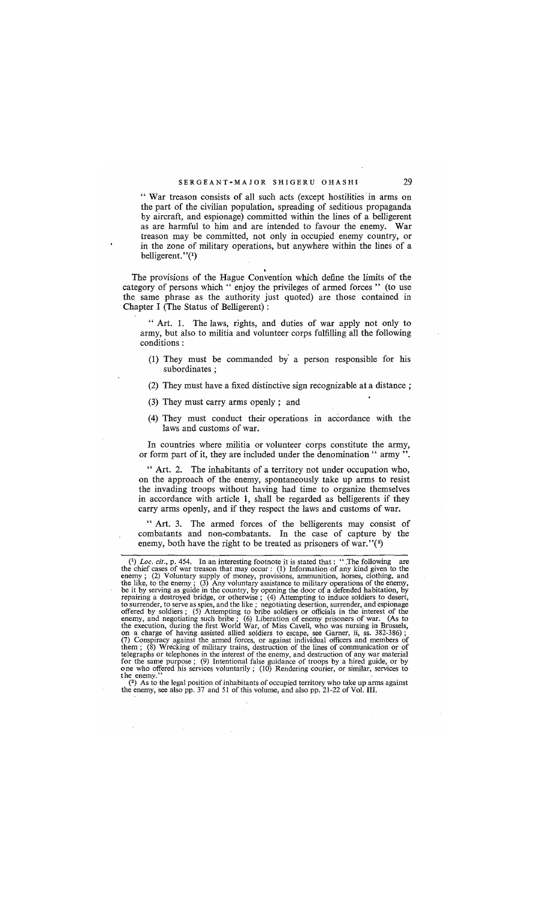" War treason consists of all such acts (except hostilities in arms on the part of the civilian population, spreading of seditious propaganda by aircraft, and espionage) committed within the lines of a belligerent as are harmful to him and are intended to favour the enemy. War treason may be committed, not only in occupied enemy country, or in the zone of military operations, but anywhere within the lines of a belligerent."(1)

The provisions of the Hague Convention which define the limits of the category of persons which " enjoy the privileges of armed forces " (to use the same phrase as the authority just quoted) are those contained in Chapter I (The Status of Belligerent) :

> " Art. 1. The laws, rights, and duties of war apply not only to army, but also to militia and volunteer corps fulfilling all the following conditions :
>
> (1) They must be commanded by a person responsible for his subordinates ;
>
> (2) They must have a fixed distinctive sign recognizable at a distance ;
>
> (3) They must carry arms openly ; and
>
> (4) They must conduct their operations in accordance with the laws and customs of war.
>
> In countries where militia or volunteer corps constitute the army, or form part of it, they are included under the denomination " army ".
>
> " Art. 2. The inhabitants of a territory not under occupation who, on the approach of the enemy, spontaneously take up arms to resist the invading troops without having had time to organize themselves in accordance with article 1, shall be regarded as belligerents if they carry arms openly, and if they respect the laws and customs of war.
>
> " Art. 3. The armed forces of the belligerents may consist of combatants and non-combatants. In the case of capture by the enemy, both have the right to be treated as prisoners of war."(2)

---

(1) *Loc. cit.*, p. 454. In an interesting footnote it is stated that : " The following are the chief cases of war treason that may occur : (1) Information of any kind given to the enemy ; (2) Voluntary supply of money, provisions, ammunition, horses, clothing, and the like, to the enemy ; (3) Any voluntary assistance to military operations of the enemy, be it by serving as guide in the country, by opening the door of a defended habitation, by repairing a destroyed bridge, or otherwise ; (4) Attempting to induce soldiers to desert, to surrender, to serve as spies, and the like ; negotiating desertion, surrender, and espionage offered by soldiers ; (5) Attempting to bribe soldiers or officials in the interest of the enemy, and negotiating such bribe ; (6) Liberation of enemy prisoners of war. (As to the execution, during the first World War, of Miss Cavell, who was nursing in Brussels, on a charge of having assisted allied soldiers to escape, see Garner, ii, ss. 382-386) ; (7) Conspiracy against the armed forces, or against individual officers and members of them ; (8) Wrecking of military trains, destruction of the lines of communication or of telegraphs or telephones in the interest of the enemy, and destruction of any war material for the same purpose ; (9) Intentional false guidance of troops by a hired guide, or by one who offered his services voluntarily ; (10) Rendering courier, or similar, services to the enemy."

(2) As to the legal position of inhabitants of occupied territory who take up arms against the enemy, see also pp. 37 and 51 of this volume, and also pp. 21-22 of Vol. III.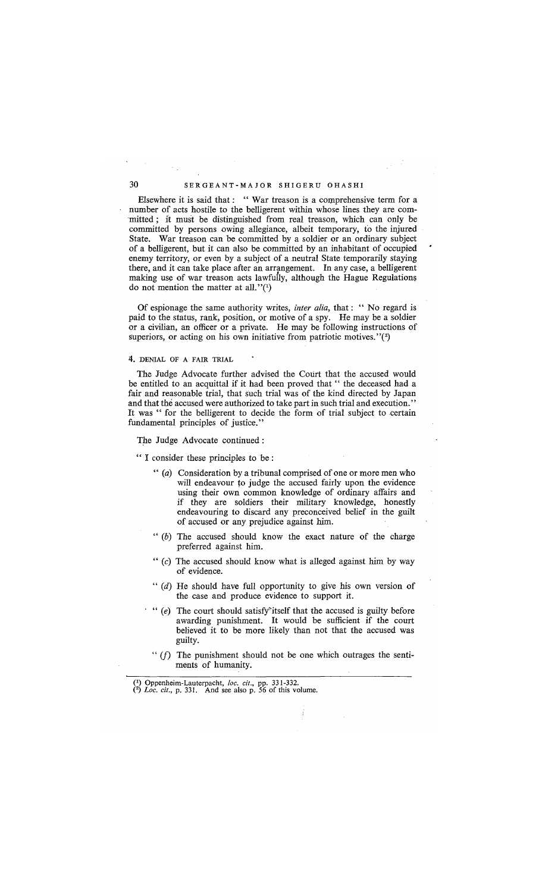Elsewhere it is said that: " War treason is a comprehensive term for a number of acts hostile to the belligerent within whose lines they are committed; it must be distinguished from real treason, which can only be committed by persons owing allegiance, albeit temporary, to the injured State. War treason can be committed by a soldier or an ordinary subject of a belligerent, but it can also be committed by an inhabitant of occupied enemy territory, or even by a subject of a neutral State temporarily staying there, and it can take place after an arrangement. In any case, a belligerent making use of war treason acts lawfully, although the Hague Regulations do not mention the matter at all."(1)

Of espionage the same authority writes, *inter alia*, that: " No regard is paid to the status, rank, position, or motive of a spy. He may be a soldier or a civilian, an officer or a private. He may be following instructions of superiors, or acting on his own initiative from patriotic motives."(2)

### 4. DENIAL OF A FAIR TRIAL

The Judge Advocate further advised the Court that the accused would be entitled to an acquittal if it had been proved that " the deceased had a fair and reasonable trial, that such trial was of the kind directed by Japan and that the accused were authorized to take part in such trial and execution." It was " for the belligerent to decide the form of trial subject to certain fundamental principles of justice."

The Judge Advocate continued:

" I consider these principles to be:

> " (*a*) Consideration by a tribunal comprised of one or more men who will endeavour to judge the accused fairly upon the evidence using their own common knowledge of ordinary affairs and if they are soldiers their military knowledge, honestly endeavouring to discard any preconceived belief in the guilt of accused or any prejudice against him.
>
> " (*b*) The accused should know the exact nature of the charge preferred against him.
>
> " (*c*) The accused should know what is alleged against him by way of evidence.
>
> " (*d*) He should have full opportunity to give his own version of the case and produce evidence to support it.
>
> " (*e*) The court should satisfy itself that the accused is guilty before awarding punishment. It would be sufficient if the court believed it to be more likely than not that the accused was guilty.
>
> " (*f*) The punishment should not be one which outrages the sentiments of humanity.

---

(1) Oppenheim-Lauterpacht, *loc. cit.*, pp. 331-332.

(2) *Loc. cit.*, p. 331. And see also p. 56 of this volume.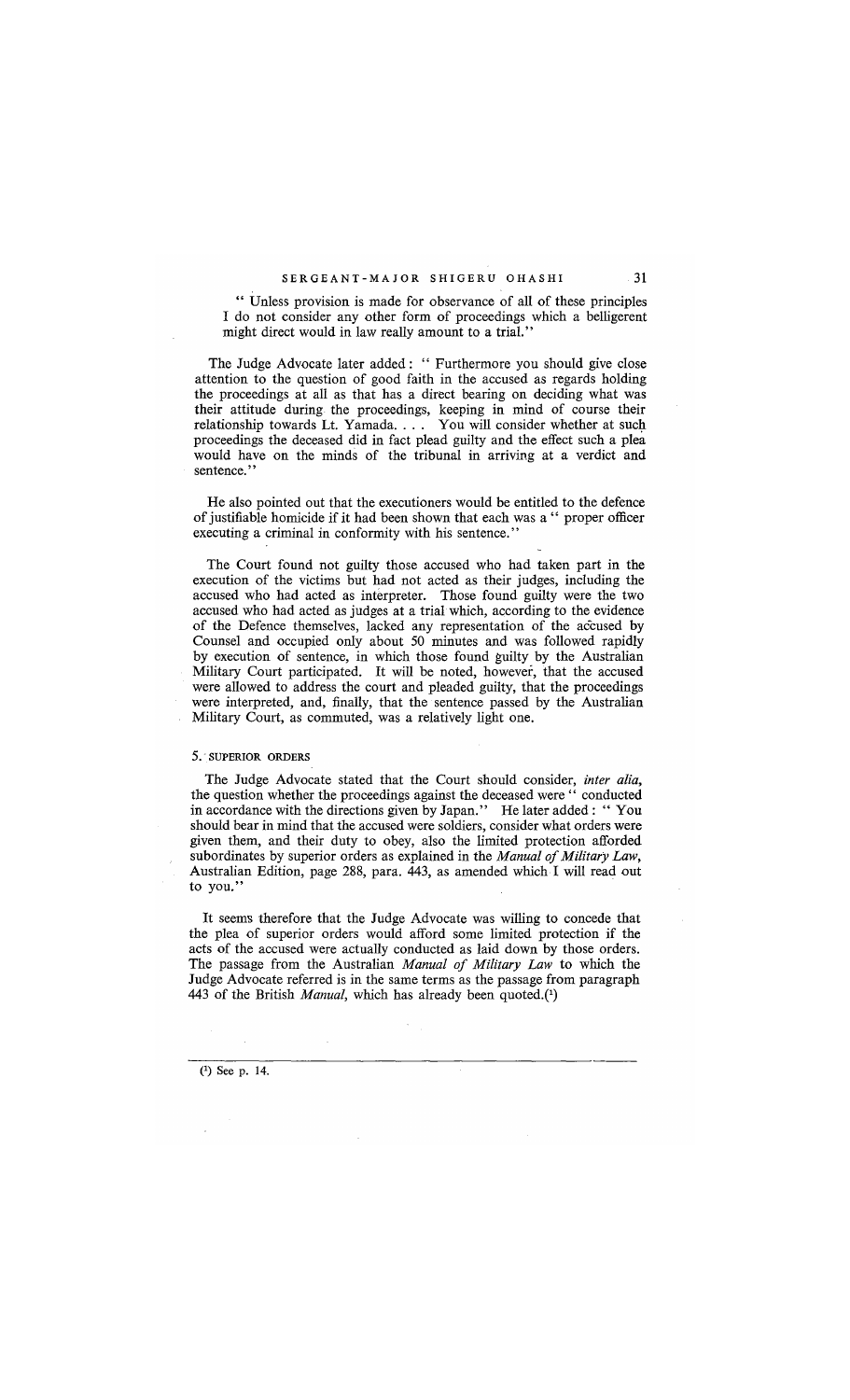" Unless provision is made for observance of all of these principles I do not consider any other form of proceedings which a belligerent might direct would in law really amount to a trial."

The Judge Advocate later added : " Furthermore you should give close attention to the question of good faith in the accused as regards holding the proceedings at all as that has a direct bearing on deciding what was their attitude during the proceedings, keeping in mind of course their relationship towards Lt. Yamada. . . . You will consider whether at such proceedings the deceased did in fact plead guilty and the effect such a plea would have on the minds of the tribunal in arriving at a verdict and sentence."

He also pointed out that the executioners would be entitled to the defence of justifiable homicide if it had been shown that each was a " proper officer executing a criminal in conformity with his sentence."

The Court found not guilty those accused who had taken part in the execution of the victims but had not acted as their judges, including the accused who had acted as interpreter. Those found guilty were the two accused who had acted as judges at a trial which, according to the evidence of the Defence themselves, lacked any representation of the accused by Counsel and occupied only about 50 minutes and was followed rapidly by execution of sentence, in which those found guilty by the Australian Military Court participated. It will be noted, however, that the accused were allowed to address the court and pleaded guilty, that the proceedings were interpreted, and, finally, that the sentence passed by the Australian Military Court, as commuted, was a relatively light one.

### 5. SUPERIOR ORDERS

The Judge Advocate stated that the Court should consider, *inter alia*, the question whether the proceedings against the deceased were " conducted in accordance with the directions given by Japan." He later added : " You should bear in mind that the accused were soldiers, consider what orders were given them, and their duty to obey, also the limited protection afforded subordinates by superior orders as explained in the *Manual of Military Law*, Australian Edition, page 288, para. 443, as amended which I will read out to you."

It seems therefore that the Judge Advocate was willing to concede that the plea of superior orders would afford some limited protection if the acts of the accused were actually conducted as laid down by those orders. The passage from the Australian *Manual of Military Law* to which the Judge Advocate referred is in the same terms as the passage from paragraph 443 of the British *Manual*, which has already been quoted.[1]

---

[1] See p. 14.